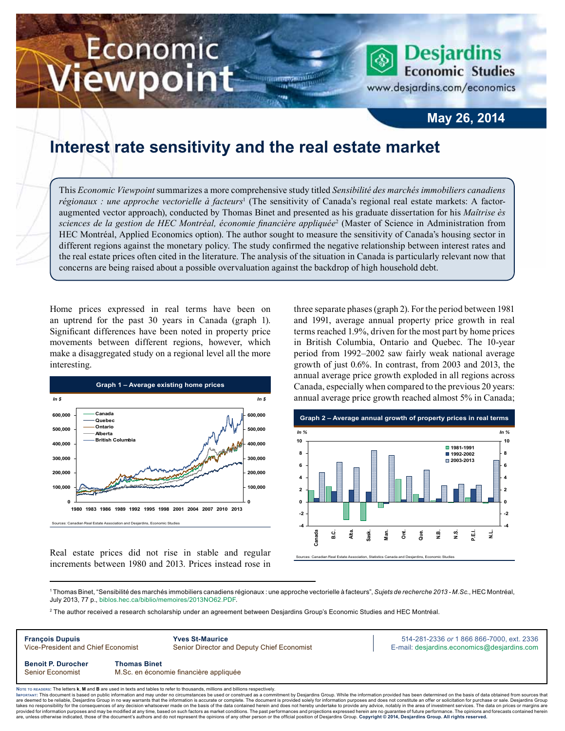# Interest rate sensitivity and the real estate market

May 26, 2014

This *Economic Viewpoint* summarizes a more comprehensive study titled *Sensibilité des marchés immobiliers canadiens régionaux : une approche vectorielle à facteurs*[1] (The sensitivity of Canada's regional real estate markets: A factor-augmented vector approach), conducted by Thomas Binet and presented as his graduate dissertation for his *Maîtrise ès sciences de la gestion de HEC Montréal, économie financière appliquée*[2] (Master of Science in Administration from HEC Montréal, Applied Economics option). The author sought to measure the sensitivity of Canada's housing sector in different regions against the monetary policy. The study confirmed the negative relationship between interest rates and the real estate prices often cited in the literature. The analysis of the situation in Canada is particularly relevant now that concerns are being raised about a possible overvaluation against the backdrop of high household debt.

Home prices expressed in real terms have been on an uptrend for the past 30 years in Canada (graph 1). Significant differences have been noted in property price movements between different regions, however, which make a disaggregated study on a regional level all the more interesting.

**Graph 1 – Average existing home prices**

Sources: Canadian Real Estate Association and Desjardins, Economic Studies

Real estate prices did not rise in stable and regular increments between 1980 and 2013. Prices instead rose in three separate phases (graph 2). For the period between 1981 and 1991, average annual property price growth in real terms reached 1.9%, driven for the most part by home prices in British Columbia, Ontario and Quebec. The 10-year period from 1992–2002 saw fairly weak national average growth of just 0.6%. In contrast, from 2003 and 2013, the annual average price growth exploded in all regions across Canada, especially when compared to the previous 20 years: annual average price growth reached almost 5% in Canada;

**Graph 2 – Average annual growth of property prices in real terms**

Sources: Canadian Real Estate Association, Statistics Canada and Desjardins, Economic Studies

---

[1] Thomas Binet, "Sensibilité des marchés immobiliers canadiens régionaux : une approche vectorielle à facteurs", *Sujets de recherche 2013 - M.Sc.*, HEC Montréal, July 2013, 77 p., biblos.hec.ca/biblio/memoires/2013NO62.PDF.

[2] The author received a research scholarship under an agreement between Desjardins Group's Economic Studies and HEC Montréal.

**François Dupuis**
Vice-President and Chief Economist

**Yves St-Maurice**
Senior Director and Deputy Chief Economist

514-281-2336 *or* 1 866 866-7000, ext. 2336
E-mail: desjardins.economics@desjardins.com

**Benoit P. Durocher**
Senior Economist

**Thomas Binet**
M.Sc. en économie financière appliquée

Note to readers: The letters **k**, **M** and **B** are used in texts and tables to refer to thousands, millions and billions respectively.

Important: This document is based on public information and may under no circumstances be used or construed as a commitment by Desjardins Group. While the information provided has been determined on the basis of data obtained from sources that are deemed to be reliable, Desjardins Group in no way warrants that the information is accurate or complete. The document is provided solely for information purposes and does not constitute an offer or solicitation for purchase or sale. Desjardins Group takes no responsibility for the consequences of any decision whatsoever made on the basis of the data contained herein and does not hereby undertake to provide any advice, notably in the area of investment services. The data on prices or margins are provided for information purposes and may be modified at any time, based on such factors as market conditions. The past performances and projections expressed herein are no guarantee of future performance. The opinions and forecasts contained herein are, unless otherwise indicated, those of the document's authors and do not represent the opinions of any other person or the official position of Desjardins Group. **Copyright © 2014, Desjardins Group. All rights reserved.**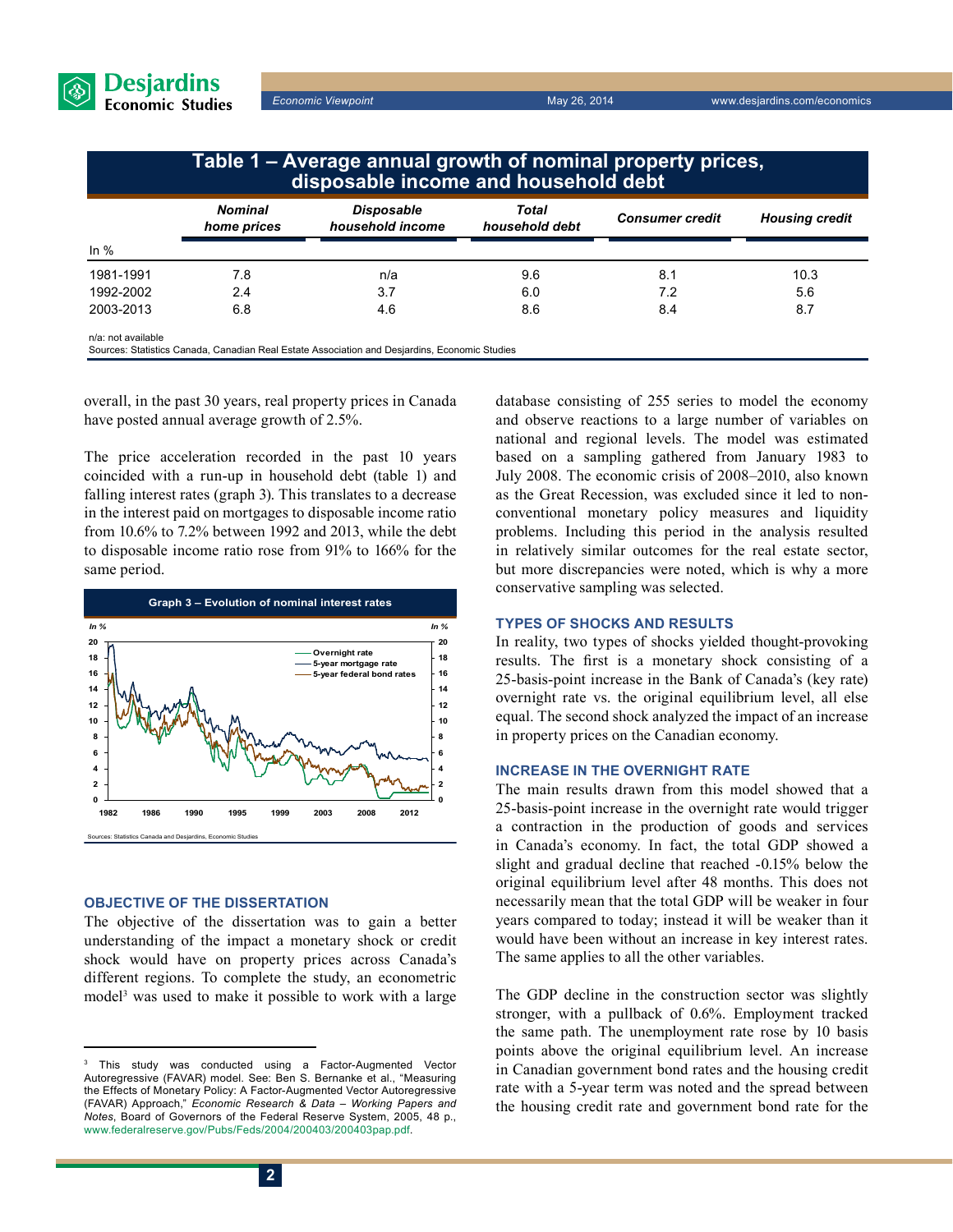## Table 1 – Average annual growth of nominal property prices, disposable income and household debt

| In % | *Nominal home prices* | *Disposable household income* | *Total household debt* | *Consumer credit* | *Housing credit* |
|---|---|---|---|---|---|
| 1981-1991 | 7.8 | n/a | 9.6 | 8.1 | 10.3 |
| 1992-2002 | 2.4 | 3.7 | 6.0 | 7.2 | 5.6 |
| 2003-2013 | 6.8 | 4.6 | 8.6 | 8.4 | 8.7 |

n/a: not available
Sources: Statistics Canada, Canadian Real Estate Association and Desjardins, Economic Studies

overall, in the past 30 years, real property prices in Canada have posted annual average growth of 2.5%.

The price acceleration recorded in the past 10 years coincided with a run-up in household debt (table 1) and falling interest rates (graph 3). This translates to a decrease in the interest paid on mortgages to disposable income ratio from 10.6% to 7.2% between 1992 and 2013, while the debt to disposable income ratio rose from 91% to 166% for the same period.

**Graph 3 – Evolution of nominal interest rates**

Sources: Statistics Canada and Desjardins, Economic Studies

### OBJECTIVE OF THE DISSERTATION

The objective of the dissertation was to gain a better understanding of the impact a monetary shock or credit shock would have on property prices across Canada's different regions. To complete the study, an econometric model[3] was used to make it possible to work with a large database consisting of 255 series to model the economy and observe reactions to a large number of variables on national and regional levels. The model was estimated based on a sampling gathered from January 1983 to July 2008. The economic crisis of 2008–2010, also known as the Great Recession, was excluded since it led to non-conventional monetary policy measures and liquidity problems. Including this period in the analysis resulted in relatively similar outcomes for the real estate sector, but more discrepancies were noted, which is why a more conservative sampling was selected.

### TYPES OF SHOCKS AND RESULTS

In reality, two types of shocks yielded thought-provoking results. The first is a monetary shock consisting of a 25-basis-point increase in the Bank of Canada's (key rate) overnight rate vs. the original equilibrium level, all else equal. The second shock analyzed the impact of an increase in property prices on the Canadian economy.

### INCREASE IN THE OVERNIGHT RATE

The main results drawn from this model showed that a 25-basis-point increase in the overnight rate would trigger a contraction in the production of goods and services in Canada's economy. In fact, the total GDP showed a slight and gradual decline that reached -0.15% below the original equilibrium level after 48 months. This does not necessarily mean that the total GDP will be weaker in four years compared to today; instead it will be weaker than it would have been without an increase in key interest rates. The same applies to all the other variables.

The GDP decline in the construction sector was slightly stronger, with a pullback of 0.6%. Employment tracked the same path. The unemployment rate rose by 10 basis points above the original equilibrium level. An increase in Canadian government bond rates and the housing credit rate with a 5-year term was noted and the spread between the housing credit rate and government bond rate for the

---

[3] This study was conducted using a Factor-Augmented Vector Autoregressive (FAVAR) model. See: Ben S. Bernanke et al., "Measuring the Effects of Monetary Policy: A Factor-Augmented Vector Autoregressive (FAVAR) Approach," *Economic Research & Data – Working Papers and Notes*, Board of Governors of the Federal Reserve System, 2005, 48 p., www.federalreserve.gov/Pubs/Feds/2004/200403/200403pap.pdf.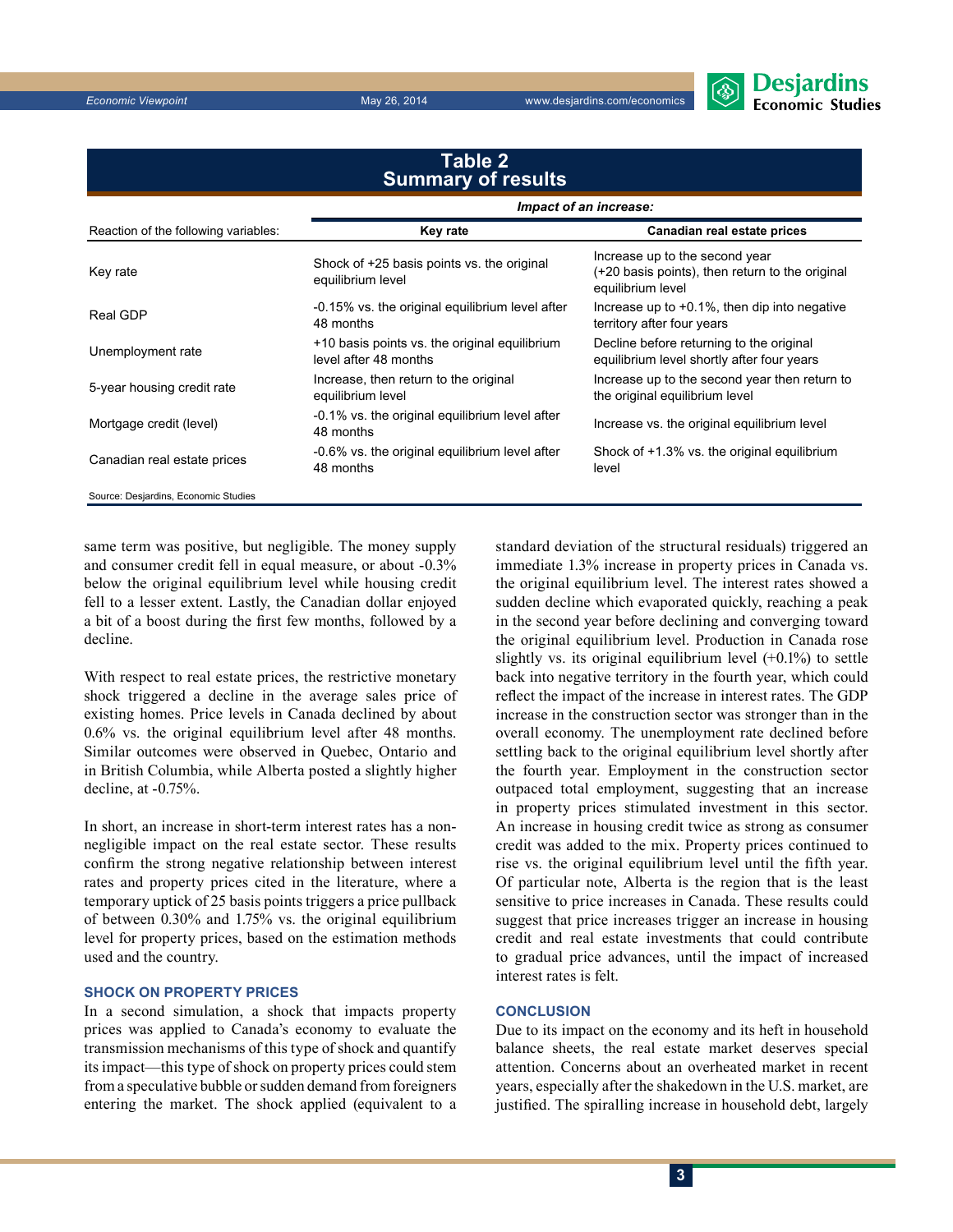## Table 2
## Summary of results

| Reaction of the following variables: | *Impact of an increase:* Key rate | Canadian real estate prices |
|---|---|---|
| Key rate | Shock of +25 basis points vs. the original equilibrium level | Increase up to the second year (+20 basis points), then return to the original equilibrium level |
| Real GDP | -0.15% vs. the original equilibrium level after 48 months | Increase up to +0.1%, then dip into negative territory after four years |
| Unemployment rate | +10 basis points vs. the original equilibrium level after 48 months | Decline before returning to the original equilibrium level shortly after four years |
| 5-year housing credit rate | Increase, then return to the original equilibrium level | Increase up to the second year then return to the original equilibrium level |
| Mortgage credit (level) | -0.1% vs. the original equilibrium level after 48 months | Increase vs. the original equilibrium level |
| Canadian real estate prices | -0.6% vs. the original equilibrium level after 48 months | Shock of +1.3% vs. the original equilibrium level |

Source: Desjardins, Economic Studies

same term was positive, but negligible. The money supply and consumer credit fell in equal measure, or about -0.3% below the original equilibrium level while housing credit fell to a lesser extent. Lastly, the Canadian dollar enjoyed a bit of a boost during the first few months, followed by a decline.

With respect to real estate prices, the restrictive monetary shock triggered a decline in the average sales price of existing homes. Price levels in Canada declined by about 0.6% vs. the original equilibrium level after 48 months. Similar outcomes were observed in Quebec, Ontario and in British Columbia, while Alberta posted a slightly higher decline, at -0.75%.

In short, an increase in short-term interest rates has a non-negligible impact on the real estate sector. These results confirm the strong negative relationship between interest rates and property prices cited in the literature, where a temporary uptick of 25 basis points triggers a price pullback of between 0.30% and 1.75% vs. the original equilibrium level for property prices, based on the estimation methods used and the country.

### SHOCK ON PROPERTY PRICES

In a second simulation, a shock that impacts property prices was applied to Canada's economy to evaluate the transmission mechanisms of this type of shock and quantify its impact—this type of shock on property prices could stem from a speculative bubble or sudden demand from foreigners entering the market. The shock applied (equivalent to a standard deviation of the structural residuals) triggered an immediate 1.3% increase in property prices in Canada vs. the original equilibrium level. The interest rates showed a sudden decline which evaporated quickly, reaching a peak in the second year before declining and converging toward the original equilibrium level. Production in Canada rose slightly vs. its original equilibrium level (+0.1%) to settle back into negative territory in the fourth year, which could reflect the impact of the increase in interest rates. The GDP increase in the construction sector was stronger than in the overall economy. The unemployment rate declined before settling back to the original equilibrium level shortly after the fourth year. Employment in the construction sector outpaced total employment, suggesting that an increase in property prices stimulated investment in this sector. An increase in housing credit twice as strong as consumer credit was added to the mix. Property prices continued to rise vs. the original equilibrium level until the fifth year. Of particular note, Alberta is the region that is the least sensitive to price increases in Canada. These results could suggest that price increases trigger an increase in housing credit and real estate investments that could contribute to gradual price advances, until the impact of increased interest rates is felt.

### CONCLUSION

Due to its impact on the economy and its heft in household balance sheets, the real estate market deserves special attention. Concerns about an overheated market in recent years, especially after the shakedown in the U.S. market, are justified. The spiralling increase in household debt, largely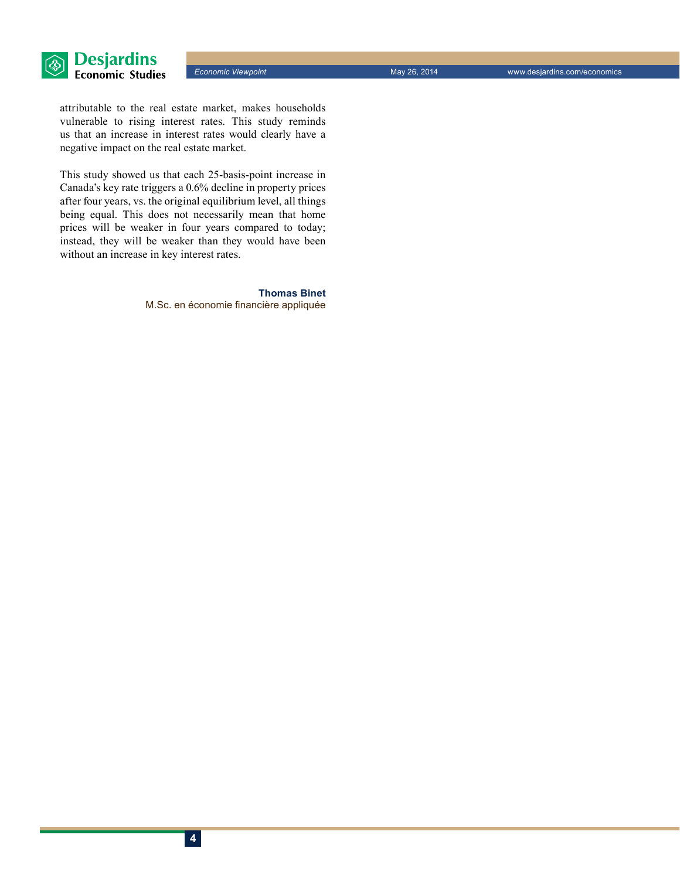attributable to the real estate market, makes households vulnerable to rising interest rates. This study reminds us that an increase in interest rates would clearly have a negative impact on the real estate market.

This study showed us that each 25-basis-point increase in Canada's key rate triggers a 0.6% decline in property prices after four years, vs. the original equilibrium level, all things being equal. This does not necessarily mean that home prices will be weaker in four years compared to today; instead, they will be weaker than they would have been without an increase in key interest rates.

**Thomas Binet**
M.Sc. en économie financière appliquée